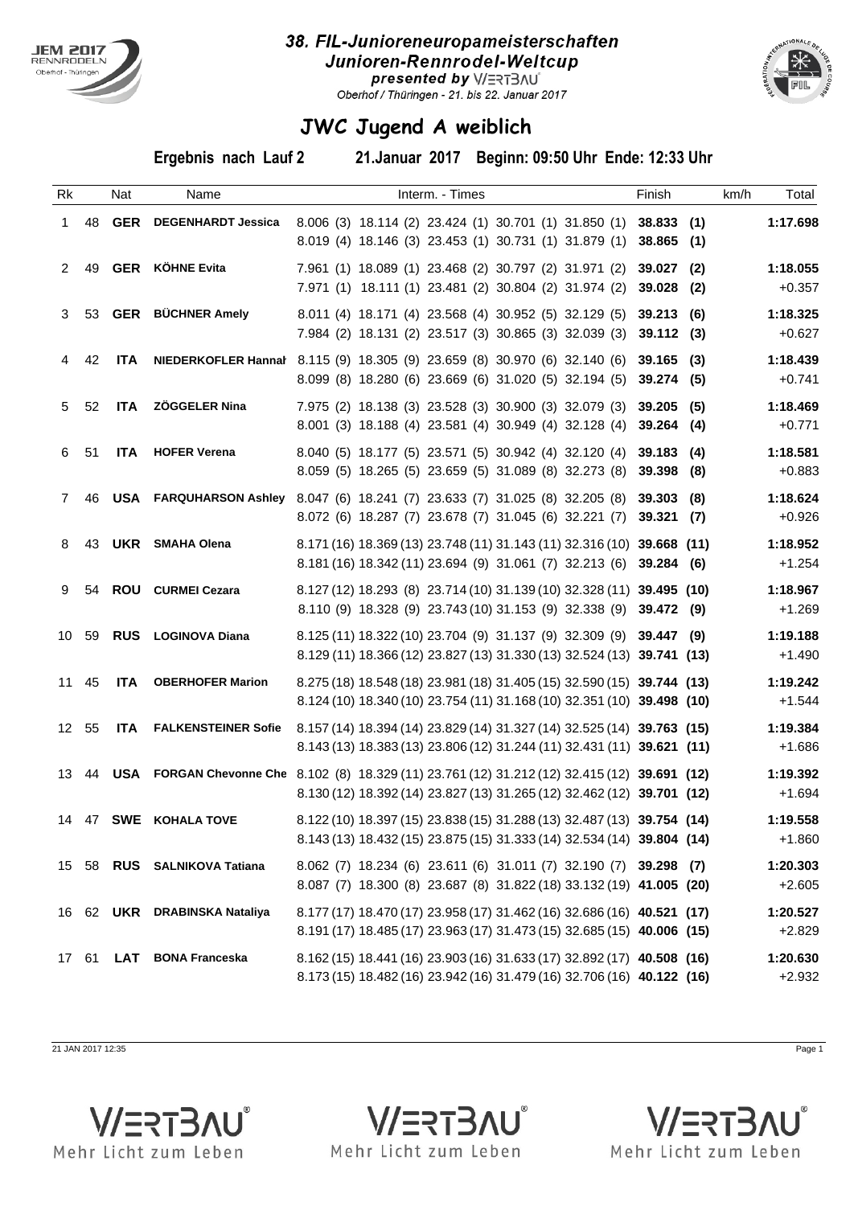# 38. FIL-Junioreneuropameisterschaften

## Junioren-Rennrodel-Weltcup

presented by WERTBAU

Oberhof / Thüringen - 21. bis 22. Januar 2017

## JWC Jugend A weiblich

**Ergebnis nach Lauf 2** **21.Januar 2017 Beginn: 09:50 Uhr Ende: 12:33 Uhr**

| Rk | | Nat | Name | Interm. - Times | Finish | km/h | Total |
|---|---|---|---|---|---|---|---|
| 1 | 48 | **GER** | **DEGENHARDT Jessica** | 8.006 (3) 18.114 (2) 23.424 (1) 30.701 (1) 31.850 (1)<br>8.019 (4) 18.146 (3) 23.453 (1) 30.731 (1) 31.879 (1) | **38.833 (1)**<br>**38.865 (1)** | | **1:17.698** |
| 2 | 49 | **GER** | **KÖHNE Evita** | 7.961 (1) 18.089 (1) 23.468 (2) 30.797 (2) 31.971 (2)<br>7.971 (1) 18.111 (1) 23.481 (2) 30.804 (2) 31.974 (2) | **39.027 (2)**<br>**39.028 (2)** | | **1:18.055**<br>+0.357 |
| 3 | 53 | **GER** | **BÜCHNER Amely** | 8.011 (4) 18.171 (4) 23.568 (4) 30.952 (5) 32.129 (5)<br>7.984 (2) 18.131 (2) 23.517 (3) 30.865 (3) 32.039 (3) | **39.213 (6)**<br>**39.112 (3)** | | **1:18.325**<br>+0.627 |
| 4 | 42 | **ITA** | **NIEDERKOFLER Hannah** | 8.115 (9) 18.305 (9) 23.659 (8) 30.970 (6) 32.140 (6)<br>8.099 (8) 18.280 (6) 23.669 (6) 31.020 (5) 32.194 (5) | **39.165 (3)**<br>**39.274 (5)** | | **1:18.439**<br>+0.741 |
| 5 | 52 | **ITA** | **ZÖGGELER Nina** | 7.975 (2) 18.138 (3) 23.528 (3) 30.900 (3) 32.079 (3)<br>8.001 (3) 18.188 (4) 23.581 (4) 30.949 (4) 32.128 (4) | **39.205 (5)**<br>**39.264 (4)** | | **1:18.469**<br>+0.771 |
| 6 | 51 | **ITA** | **HOFER Verena** | 8.040 (5) 18.177 (5) 23.571 (5) 30.942 (4) 32.120 (4)<br>8.059 (5) 18.265 (5) 23.659 (5) 31.089 (8) 32.273 (8) | **39.183 (4)**<br>**39.398 (8)** | | **1:18.581**<br>+0.883 |
| 7 | 46 | **USA** | **FARQUHARSON Ashley** | 8.047 (6) 18.241 (7) 23.633 (7) 31.025 (8) 32.205 (8)<br>8.072 (6) 18.287 (7) 23.678 (7) 31.045 (6) 32.221 (7) | **39.303 (8)**<br>**39.321 (7)** | | **1:18.624**<br>+0.926 |
| 8 | 43 | **UKR** | **SMAHA Olena** | 8.171 (16) 18.369 (13) 23.748 (11) 31.143 (11) 32.316 (10)<br>8.181 (16) 18.342 (11) 23.694 (9) 31.061 (7) 32.213 (6) | **39.668 (11)**<br>**39.284 (6)** | | **1:18.952**<br>+1.254 |
| 9 | 54 | **ROU** | **CURMEI Cezara** | 8.127 (12) 18.293 (8) 23.714 (10) 31.139 (10) 32.328 (11)<br>8.110 (9) 18.328 (9) 23.743 (10) 31.153 (9) 32.338 (9) | **39.495 (10)**<br>**39.472 (9)** | | **1:18.967**<br>+1.269 |
| 10 | 59 | **RUS** | **LOGINOVA Diana** | 8.125 (11) 18.322 (10) 23.704 (9) 31.137 (9) 32.309 (9)<br>8.129 (11) 18.366 (12) 23.827 (13) 31.330 (13) 32.524 (13) | **39.447 (9)**<br>**39.741 (13)** | | **1:19.188**<br>+1.490 |
| 11 | 45 | **ITA** | **OBERHOFER Marion** | 8.275 (18) 18.548 (18) 23.981 (18) 31.405 (15) 32.590 (15)<br>8.124 (10) 18.340 (10) 23.754 (11) 31.168 (10) 32.351 (10) | **39.744 (13)**<br>**39.498 (10)** | | **1:19.242**<br>+1.544 |
| 12 | 55 | **ITA** | **FALKENSTEINER Sofie** | 8.157 (14) 18.394 (14) 23.829 (14) 31.327 (14) 32.525 (14)<br>8.143 (13) 18.383 (13) 23.806 (12) 31.244 (11) 32.431 (11) | **39.763 (15)**<br>**39.621 (11)** | | **1:19.384**<br>+1.686 |
| 13 | 44 | **USA** | **FORGAN Chevonne Che** | 8.102 (8) 18.329 (11) 23.761 (12) 31.212 (12) 32.415 (12)<br>8.130 (12) 18.392 (14) 23.827 (13) 31.265 (12) 32.462 (12) | **39.691 (12)**<br>**39.701 (12)** | | **1:19.392**<br>+1.694 |
| 14 | 47 | **SWE** | **KOHALA TOVE** | 8.122 (10) 18.397 (15) 23.838 (15) 31.288 (13) 32.487 (13)<br>8.143 (13) 18.432 (15) 23.875 (15) 31.333 (14) 32.534 (14) | **39.754 (14)**<br>**39.804 (14)** | | **1:19.558**<br>+1.860 |
| 15 | 58 | **RUS** | **SALNIKOVA Tatiana** | 8.062 (7) 18.234 (6) 23.611 (6) 31.011 (7) 32.190 (7)<br>8.087 (7) 18.300 (8) 23.687 (8) 31.822 (18) 33.132 (19) | **39.298 (7)**<br>**41.005 (20)** | | **1:20.303**<br>+2.605 |
| 16 | 62 | **UKR** | **DRABINSKA Nataliya** | 8.177 (17) 18.470 (17) 23.958 (17) 31.462 (16) 32.686 (16)<br>8.191 (17) 18.485 (17) 23.963 (17) 31.473 (15) 32.685 (15) | **40.521 (17)**<br>**40.006 (15)** | | **1:20.527**<br>+2.829 |
| 17 | 61 | **LAT** | **BONA Franceska** | 8.162 (15) 18.441 (16) 23.903 (16) 31.633 (17) 32.892 (17)<br>8.173 (15) 18.482 (16) 23.942 (16) 31.479 (16) 32.706 (16) | **40.508 (16)**<br>**40.122 (16)** | | **1:20.630**<br>+2.932 |

21 JAN 2017 12:35

WERTBAU Mehr Licht zum Leben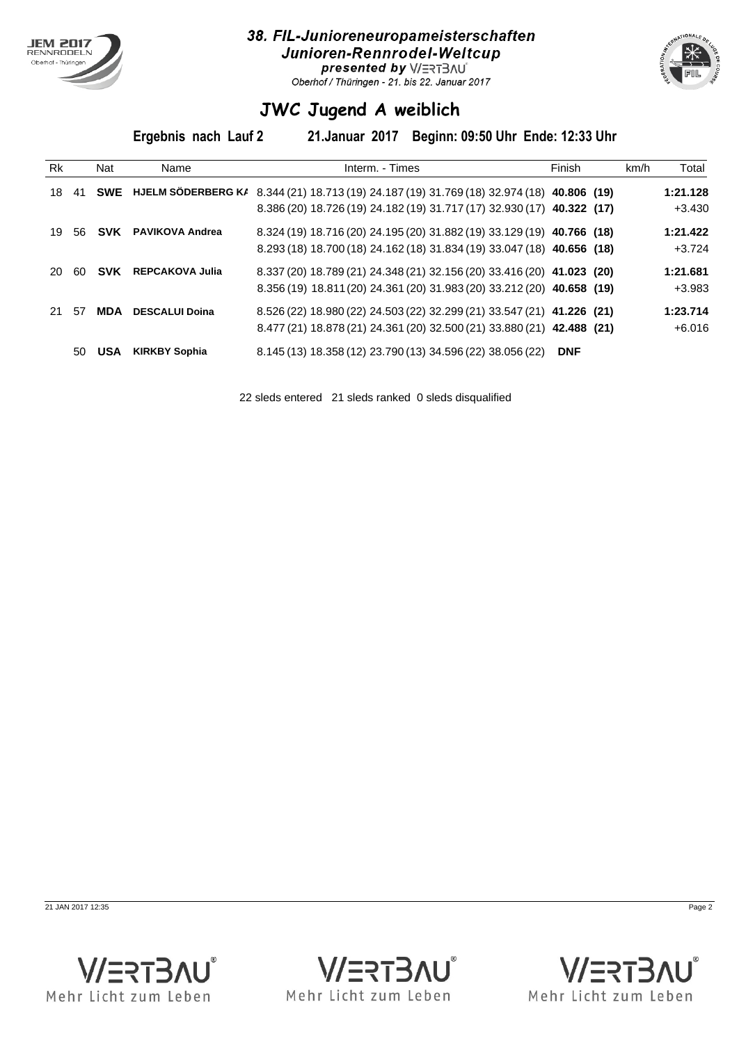# 38. FIL-Junioreneuropameisterschaften
## Junioren-Rennrodel-Weltcup
presented by WERTBAU
Oberhof / Thüringen - 21. bis 22. Januar 2017

## JWC Jugend A weiblich

**Ergebnis nach Lauf 2 21.Januar 2017 Beginn: 09:50 Uhr Ende: 12:33 Uhr**

| Rk | | Nat | Name | Interm. - Times | Finish | km/h | Total |
|---|---|---|---|---|---|---|---|
| 18 | 41 | **SWE** | **HJELM SÖDERBERG KA** | 8.344 (21) 18.713 (19) 24.187 (19) 31.769 (18) 32.974 (18) | **40.806 (19)** | | **1:21.128** |
| | | | | 8.386 (20) 18.726 (19) 24.182 (19) 31.717 (17) 32.930 (17) | **40.322 (17)** | | +3.430 |
| 19 | 56 | **SVK** | **PAVIKOVA Andrea** | 8.324 (19) 18.716 (20) 24.195 (20) 31.882 (19) 33.129 (19) | **40.766 (18)** | | **1:21.422** |
| | | | | 8.293 (18) 18.700 (18) 24.162 (18) 31.834 (19) 33.047 (18) | **40.656 (18)** | | +3.724 |
| 20 | 60 | **SVK** | **REPCAKOVA Julia** | 8.337 (20) 18.789 (21) 24.348 (21) 32.156 (20) 33.416 (20) | **41.023 (20)** | | **1:21.681** |
| | | | | 8.356 (19) 18.811 (20) 24.361 (20) 31.983 (20) 33.212 (20) | **40.658 (19)** | | +3.983 |
| 21 | 57 | **MDA** | **DESCALUI Doina** | 8.526 (22) 18.980 (22) 24.503 (22) 32.299 (21) 33.547 (21) | **41.226 (21)** | | **1:23.714** |
| | | | | 8.477 (21) 18.878 (21) 24.361 (20) 32.500 (21) 33.880 (21) | **42.488 (21)** | | +6.016 |
| | 50 | **USA** | **KIRKBY Sophia** | 8.145 (13) 18.358 (12) 23.790 (13) 34.596 (22) 38.056 (22) | **DNF** | | |

22 sleds entered 21 sleds ranked 0 sleds disqualified

21 JAN 2017 12:35

WERTBAU Mehr Licht zum Leben